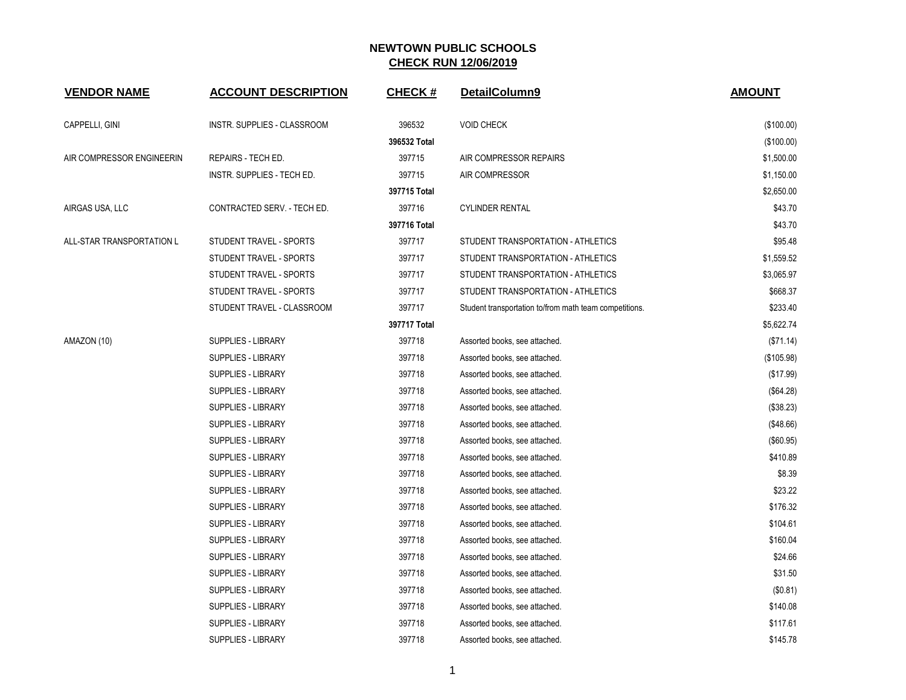# NEWTOWN PUBLIC SCHOOLS

## CHECK RUN 12/06/2019

| VENDOR NAME | ACCOUNT DESCRIPTION | CHECK # | DetailColumn9 | AMOUNT |
|---|---|---|---|---|
| CAPPELLI, GINI | INSTR. SUPPLIES - CLASSROOM | 396532 | VOID CHECK | ($100.00) |
| | | **396532 Total** | | ($100.00) |
| AIR COMPRESSOR ENGINEERIN | REPAIRS - TECH ED. | 397715 | AIR COMPRESSOR REPAIRS | $1,500.00 |
| | INSTR. SUPPLIES - TECH ED. | 397715 | AIR COMPRESSOR | $1,150.00 |
| | | **397715 Total** | | $2,650.00 |
| AIRGAS USA, LLC | CONTRACTED SERV. - TECH ED. | 397716 | CYLINDER RENTAL | $43.70 |
| | | **397716 Total** | | $43.70 |
| ALL-STAR TRANSPORTATION L | STUDENT TRAVEL - SPORTS | 397717 | STUDENT TRANSPORTATION - ATHLETICS | $95.48 |
| | STUDENT TRAVEL - SPORTS | 397717 | STUDENT TRANSPORTATION - ATHLETICS | $1,559.52 |
| | STUDENT TRAVEL - SPORTS | 397717 | STUDENT TRANSPORTATION - ATHLETICS | $3,065.97 |
| | STUDENT TRAVEL - SPORTS | 397717 | STUDENT TRANSPORTATION - ATHLETICS | $668.37 |
| | STUDENT TRAVEL - CLASSROOM | 397717 | Student transportation to/from math team competitions. | $233.40 |
| | | **397717 Total** | | $5,622.74 |
| AMAZON (10) | SUPPLIES - LIBRARY | 397718 | Assorted books, see attached. | ($71.14) |
| | SUPPLIES - LIBRARY | 397718 | Assorted books, see attached. | ($105.98) |
| | SUPPLIES - LIBRARY | 397718 | Assorted books, see attached. | ($17.99) |
| | SUPPLIES - LIBRARY | 397718 | Assorted books, see attached. | ($64.28) |
| | SUPPLIES - LIBRARY | 397718 | Assorted books, see attached. | ($38.23) |
| | SUPPLIES - LIBRARY | 397718 | Assorted books, see attached. | ($48.66) |
| | SUPPLIES - LIBRARY | 397718 | Assorted books, see attached. | ($60.95) |
| | SUPPLIES - LIBRARY | 397718 | Assorted books, see attached. | $410.89 |
| | SUPPLIES - LIBRARY | 397718 | Assorted books, see attached. | $8.39 |
| | SUPPLIES - LIBRARY | 397718 | Assorted books, see attached. | $23.22 |
| | SUPPLIES - LIBRARY | 397718 | Assorted books, see attached. | $176.32 |
| | SUPPLIES - LIBRARY | 397718 | Assorted books, see attached. | $104.61 |
| | SUPPLIES - LIBRARY | 397718 | Assorted books, see attached. | $160.04 |
| | SUPPLIES - LIBRARY | 397718 | Assorted books, see attached. | $24.66 |
| | SUPPLIES - LIBRARY | 397718 | Assorted books, see attached. | $31.50 |
| | SUPPLIES - LIBRARY | 397718 | Assorted books, see attached. | ($0.81) |
| | SUPPLIES - LIBRARY | 397718 | Assorted books, see attached. | $140.08 |
| | SUPPLIES - LIBRARY | 397718 | Assorted books, see attached. | $117.61 |
| | SUPPLIES - LIBRARY | 397718 | Assorted books, see attached. | $145.78 |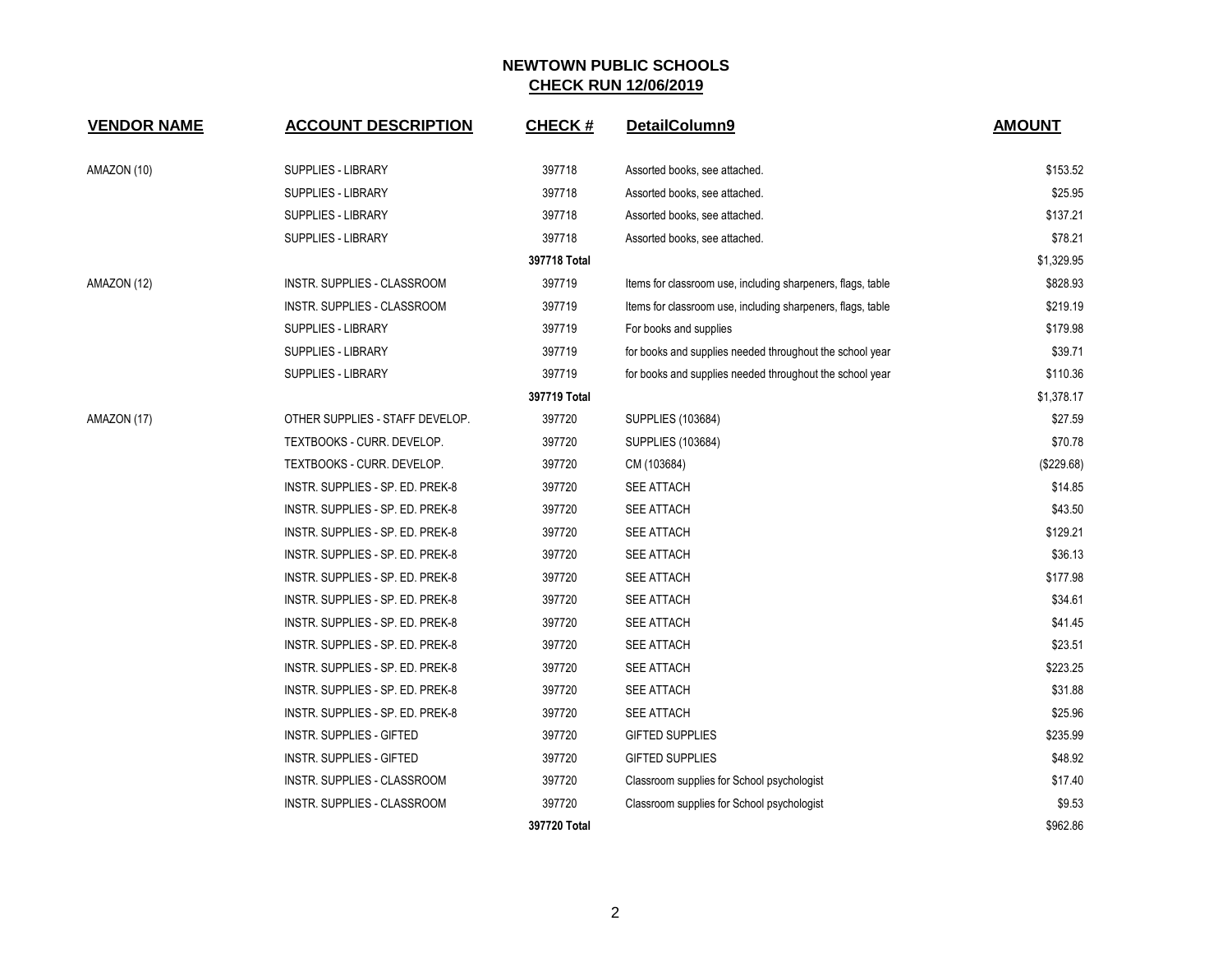# NEWTOWN PUBLIC SCHOOLS
## CHECK RUN 12/06/2019

| VENDOR NAME | ACCOUNT DESCRIPTION | CHECK # | DetailColumn9 | AMOUNT |
|---|---|---|---|---|
| AMAZON (10) | SUPPLIES - LIBRARY | 397718 | Assorted books, see attached. | $153.52 |
| | SUPPLIES - LIBRARY | 397718 | Assorted books, see attached. | $25.95 |
| | SUPPLIES - LIBRARY | 397718 | Assorted books, see attached. | $137.21 |
| | SUPPLIES - LIBRARY | 397718 | Assorted books, see attached. | $78.21 |
| | | **397718 Total** | | $1,329.95 |
| AMAZON (12) | INSTR. SUPPLIES - CLASSROOM | 397719 | Items for classroom use, including sharpeners, flags, table | $828.93 |
| | INSTR. SUPPLIES - CLASSROOM | 397719 | Items for classroom use, including sharpeners, flags, table | $219.19 |
| | SUPPLIES - LIBRARY | 397719 | For books and supplies | $179.98 |
| | SUPPLIES - LIBRARY | 397719 | for books and supplies needed throughout the school year | $39.71 |
| | SUPPLIES - LIBRARY | 397719 | for books and supplies needed throughout the school year | $110.36 |
| | | **397719 Total** | | $1,378.17 |
| AMAZON (17) | OTHER SUPPLIES - STAFF DEVELOP. | 397720 | SUPPLIES (103684) | $27.59 |
| | TEXTBOOKS - CURR. DEVELOP. | 397720 | SUPPLIES (103684) | $70.78 |
| | TEXTBOOKS - CURR. DEVELOP. | 397720 | CM (103684) | ($229.68) |
| | INSTR. SUPPLIES - SP. ED. PREK-8 | 397720 | SEE ATTACH | $14.85 |
| | INSTR. SUPPLIES - SP. ED. PREK-8 | 397720 | SEE ATTACH | $43.50 |
| | INSTR. SUPPLIES - SP. ED. PREK-8 | 397720 | SEE ATTACH | $129.21 |
| | INSTR. SUPPLIES - SP. ED. PREK-8 | 397720 | SEE ATTACH | $36.13 |
| | INSTR. SUPPLIES - SP. ED. PREK-8 | 397720 | SEE ATTACH | $177.98 |
| | INSTR. SUPPLIES - SP. ED. PREK-8 | 397720 | SEE ATTACH | $34.61 |
| | INSTR. SUPPLIES - SP. ED. PREK-8 | 397720 | SEE ATTACH | $41.45 |
| | INSTR. SUPPLIES - SP. ED. PREK-8 | 397720 | SEE ATTACH | $23.51 |
| | INSTR. SUPPLIES - SP. ED. PREK-8 | 397720 | SEE ATTACH | $223.25 |
| | INSTR. SUPPLIES - SP. ED. PREK-8 | 397720 | SEE ATTACH | $31.88 |
| | INSTR. SUPPLIES - SP. ED. PREK-8 | 397720 | SEE ATTACH | $25.96 |
| | INSTR. SUPPLIES - GIFTED | 397720 | GIFTED SUPPLIES | $235.99 |
| | INSTR. SUPPLIES - GIFTED | 397720 | GIFTED SUPPLIES | $48.92 |
| | INSTR. SUPPLIES - CLASSROOM | 397720 | Classroom supplies for School psychologist | $17.40 |
| | INSTR. SUPPLIES - CLASSROOM | 397720 | Classroom supplies for School psychologist | $9.53 |
| | | **397720 Total** | | $962.86 |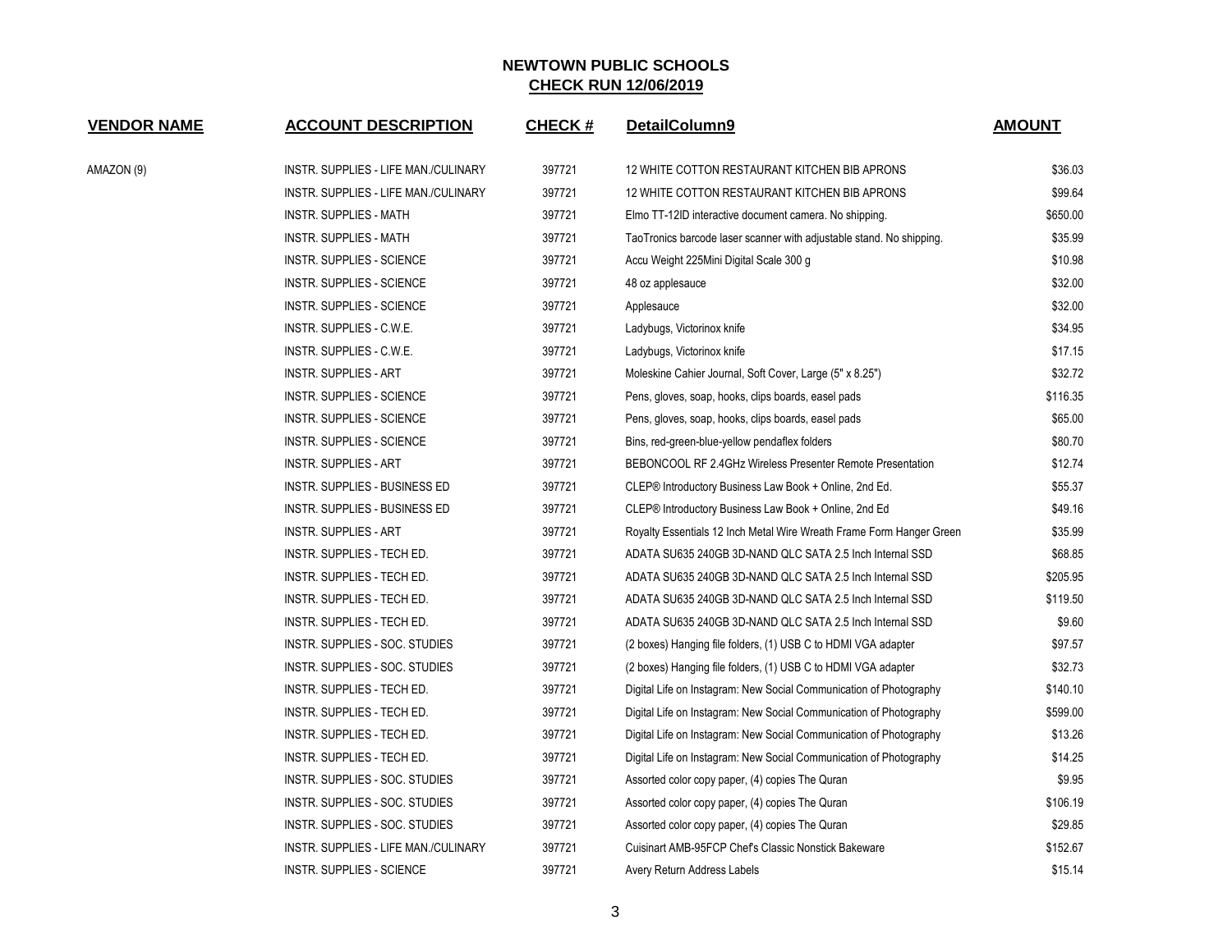# NEWTOWN PUBLIC SCHOOLS

## CHECK RUN 12/06/2019

| VENDOR NAME | ACCOUNT DESCRIPTION | CHECK # | DetailColumn9 | AMOUNT |
|---|---|---|---|---|
| AMAZON (9) | INSTR. SUPPLIES - LIFE MAN./CULINARY | 397721 | 12 WHITE COTTON RESTAURANT KITCHEN BIB APRONS | $36.03 |
| | INSTR. SUPPLIES - LIFE MAN./CULINARY | 397721 | 12 WHITE COTTON RESTAURANT KITCHEN BIB APRONS | $99.64 |
| | INSTR. SUPPLIES - MATH | 397721 | Elmo TT-12ID interactive document camera. No shipping. | $650.00 |
| | INSTR. SUPPLIES - MATH | 397721 | TaoTronics barcode laser scanner with adjustable stand. No shipping. | $35.99 |
| | INSTR. SUPPLIES - SCIENCE | 397721 | Accu Weight 225Mini Digital Scale 300 g | $10.98 |
| | INSTR. SUPPLIES - SCIENCE | 397721 | 48 oz applesauce | $32.00 |
| | INSTR. SUPPLIES - SCIENCE | 397721 | Applesauce | $32.00 |
| | INSTR. SUPPLIES - C.W.E. | 397721 | Ladybugs, Victorinox knife | $34.95 |
| | INSTR. SUPPLIES - C.W.E. | 397721 | Ladybugs, Victorinox knife | $17.15 |
| | INSTR. SUPPLIES - ART | 397721 | Moleskine Cahier Journal, Soft Cover, Large (5" x 8.25") | $32.72 |
| | INSTR. SUPPLIES - SCIENCE | 397721 | Pens, gloves, soap, hooks, clips boards, easel pads | $116.35 |
| | INSTR. SUPPLIES - SCIENCE | 397721 | Pens, gloves, soap, hooks, clips boards, easel pads | $65.00 |
| | INSTR. SUPPLIES - SCIENCE | 397721 | Bins, red-green-blue-yellow pendaflex folders | $80.70 |
| | INSTR. SUPPLIES - ART | 397721 | BEBONCOOL RF 2.4GHz Wireless Presenter Remote Presentation | $12.74 |
| | INSTR. SUPPLIES - BUSINESS ED | 397721 | CLEP® Introductory Business Law Book + Online, 2nd Ed. | $55.37 |
| | INSTR. SUPPLIES - BUSINESS ED | 397721 | CLEP® Introductory Business Law Book + Online, 2nd Ed | $49.16 |
| | INSTR. SUPPLIES - ART | 397721 | Royalty Essentials 12 Inch Metal Wire Wreath Frame Form Hanger Green | $35.99 |
| | INSTR. SUPPLIES - TECH ED. | 397721 | ADATA SU635 240GB 3D-NAND QLC SATA 2.5 Inch Internal SSD | $68.85 |
| | INSTR. SUPPLIES - TECH ED. | 397721 | ADATA SU635 240GB 3D-NAND QLC SATA 2.5 Inch Internal SSD | $205.95 |
| | INSTR. SUPPLIES - TECH ED. | 397721 | ADATA SU635 240GB 3D-NAND QLC SATA 2.5 Inch Internal SSD | $119.50 |
| | INSTR. SUPPLIES - TECH ED. | 397721 | ADATA SU635 240GB 3D-NAND QLC SATA 2.5 Inch Internal SSD | $9.60 |
| | INSTR. SUPPLIES - SOC. STUDIES | 397721 | (2 boxes) Hanging file folders, (1) USB C to HDMI VGA adapter | $97.57 |
| | INSTR. SUPPLIES - SOC. STUDIES | 397721 | (2 boxes) Hanging file folders, (1) USB C to HDMI VGA adapter | $32.73 |
| | INSTR. SUPPLIES - TECH ED. | 397721 | Digital Life on Instagram: New Social Communication of Photography | $140.10 |
| | INSTR. SUPPLIES - TECH ED. | 397721 | Digital Life on Instagram: New Social Communication of Photography | $599.00 |
| | INSTR. SUPPLIES - TECH ED. | 397721 | Digital Life on Instagram: New Social Communication of Photography | $13.26 |
| | INSTR. SUPPLIES - TECH ED. | 397721 | Digital Life on Instagram: New Social Communication of Photography | $14.25 |
| | INSTR. SUPPLIES - SOC. STUDIES | 397721 | Assorted color copy paper, (4) copies The Quran | $9.95 |
| | INSTR. SUPPLIES - SOC. STUDIES | 397721 | Assorted color copy paper, (4) copies The Quran | $106.19 |
| | INSTR. SUPPLIES - SOC. STUDIES | 397721 | Assorted color copy paper, (4) copies The Quran | $29.85 |
| | INSTR. SUPPLIES - LIFE MAN./CULINARY | 397721 | Cuisinart AMB-95FCP Chef's Classic Nonstick Bakeware | $152.67 |
| | INSTR. SUPPLIES - SCIENCE | 397721 | Avery Return Address Labels | $15.14 |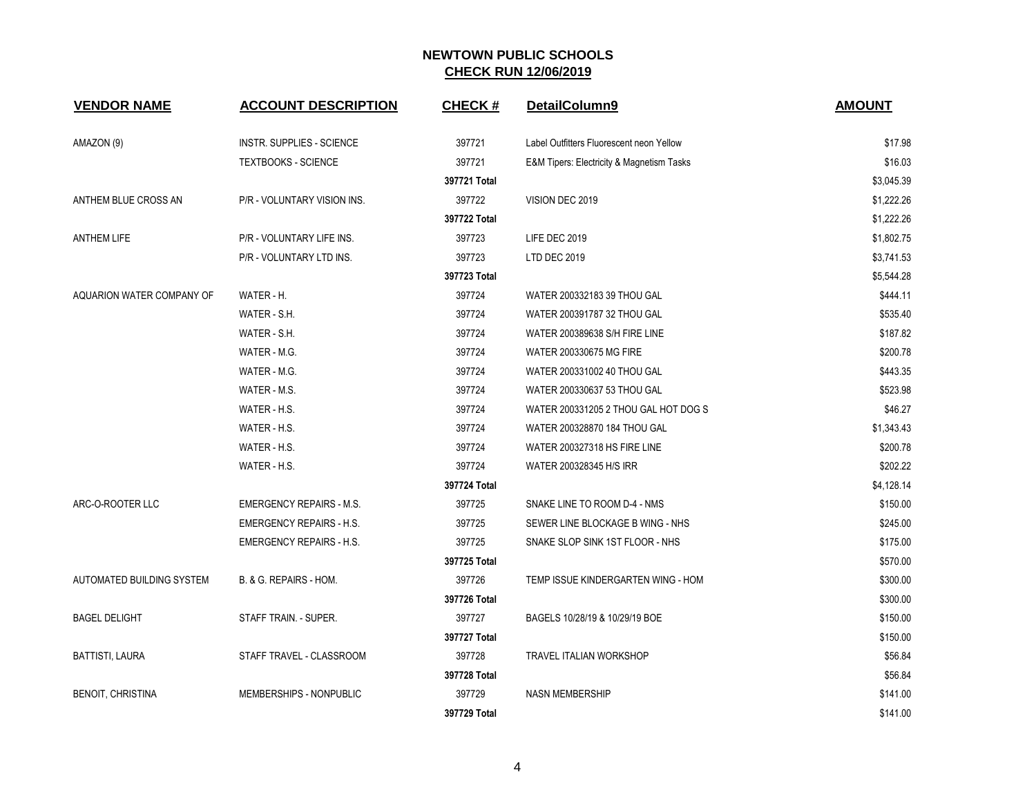## NEWTOWN PUBLIC SCHOOLS
## CHECK RUN 12/06/2019

| VENDOR NAME | ACCOUNT DESCRIPTION | CHECK # | DetailColumn9 | AMOUNT |
|---|---|---|---|---|
| AMAZON (9) | INSTR. SUPPLIES - SCIENCE | 397721 | Label Outfitters Fluorescent neon Yellow | $17.98 |
| | TEXTBOOKS - SCIENCE | 397721 | E&M Tipers: Electricity & Magnetism Tasks | $16.03 |
| | | **397721 Total** | | $3,045.39 |
| ANTHEM BLUE CROSS AN | P/R - VOLUNTARY VISION INS. | 397722 | VISION DEC 2019 | $1,222.26 |
| | | **397722 Total** | | $1,222.26 |
| ANTHEM LIFE | P/R - VOLUNTARY LIFE INS. | 397723 | LIFE DEC 2019 | $1,802.75 |
| | P/R - VOLUNTARY LTD INS. | 397723 | LTD DEC 2019 | $3,741.53 |
| | | **397723 Total** | | $5,544.28 |
| AQUARION WATER COMPANY OF | WATER - H. | 397724 | WATER 200332183 39 THOU GAL | $444.11 |
| | WATER - S.H. | 397724 | WATER 200391787 32 THOU GAL | $535.40 |
| | WATER - S.H. | 397724 | WATER 200389638 S/H FIRE LINE | $187.82 |
| | WATER - M.G. | 397724 | WATER 200330675 MG FIRE | $200.78 |
| | WATER - M.G. | 397724 | WATER 200331002 40 THOU GAL | $443.35 |
| | WATER - M.S. | 397724 | WATER 200330637 53 THOU GAL | $523.98 |
| | WATER - H.S. | 397724 | WATER 200331205 2 THOU GAL HOT DOG S | $46.27 |
| | WATER - H.S. | 397724 | WATER 200328870 184 THOU GAL | $1,343.43 |
| | WATER - H.S. | 397724 | WATER 200327318 HS FIRE LINE | $200.78 |
| | WATER - H.S. | 397724 | WATER 200328345 H/S IRR | $202.22 |
| | | **397724 Total** | | $4,128.14 |
| ARC-O-ROOTER LLC | EMERGENCY REPAIRS - M.S. | 397725 | SNAKE LINE TO ROOM D-4 - NMS | $150.00 |
| | EMERGENCY REPAIRS - H.S. | 397725 | SEWER LINE BLOCKAGE B WING - NHS | $245.00 |
| | EMERGENCY REPAIRS - H.S. | 397725 | SNAKE SLOP SINK 1ST FLOOR - NHS | $175.00 |
| | | **397725 Total** | | $570.00 |
| AUTOMATED BUILDING SYSTEM | B. & G. REPAIRS - HOM. | 397726 | TEMP ISSUE KINDERGARTEN WING - HOM | $300.00 |
| | | **397726 Total** | | $300.00 |
| BAGEL DELIGHT | STAFF TRAIN. - SUPER. | 397727 | BAGELS 10/28/19 & 10/29/19 BOE | $150.00 |
| | | **397727 Total** | | $150.00 |
| BATTISTI, LAURA | STAFF TRAVEL - CLASSROOM | 397728 | TRAVEL ITALIAN WORKSHOP | $56.84 |
| | | **397728 Total** | | $56.84 |
| BENOIT, CHRISTINA | MEMBERSHIPS - NONPUBLIC | 397729 | NASN MEMBERSHIP | $141.00 |
| | | **397729 Total** | | $141.00 |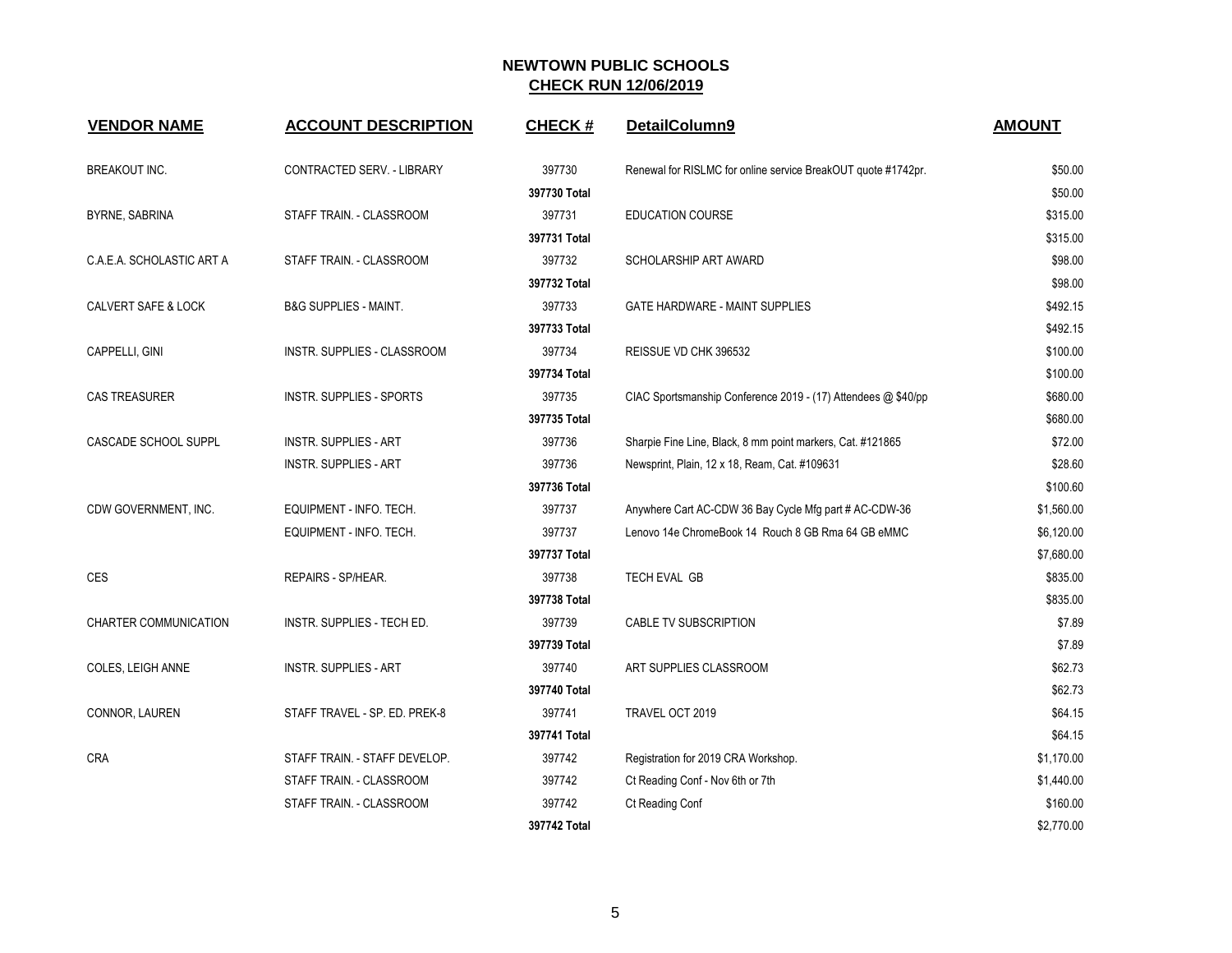# NEWTOWN PUBLIC SCHOOLS

## CHECK RUN 12/06/2019

| VENDOR NAME | ACCOUNT DESCRIPTION | CHECK # | DetailColumn9 | AMOUNT |
|---|---|---|---|---|
| BREAKOUT INC. | CONTRACTED SERV. - LIBRARY | 397730 | Renewal for RISLMC for online service BreakOUT quote #1742pr. | $50.00 |
| | | 397730 Total | | $50.00 |
| BYRNE, SABRINA | STAFF TRAIN. - CLASSROOM | 397731 | EDUCATION COURSE | $315.00 |
| | | 397731 Total | | $315.00 |
| C.A.E.A. SCHOLASTIC ART A | STAFF TRAIN. - CLASSROOM | 397732 | SCHOLARSHIP ART AWARD | $98.00 |
| | | 397732 Total | | $98.00 |
| CALVERT SAFE & LOCK | B&G SUPPLIES - MAINT. | 397733 | GATE HARDWARE - MAINT SUPPLIES | $492.15 |
| | | 397733 Total | | $492.15 |
| CAPPELLI, GINI | INSTR. SUPPLIES - CLASSROOM | 397734 | REISSUE VD CHK 396532 | $100.00 |
| | | 397734 Total | | $100.00 |
| CAS TREASURER | INSTR. SUPPLIES - SPORTS | 397735 | CIAC Sportsmanship Conference 2019 - (17) Attendees @ $40/pp | $680.00 |
| | | 397735 Total | | $680.00 |
| CASCADE SCHOOL SUPPL | INSTR. SUPPLIES - ART | 397736 | Sharpie Fine Line, Black, 8 mm point markers, Cat. #121865 | $72.00 |
| | INSTR. SUPPLIES - ART | 397736 | Newsprint, Plain, 12 x 18, Ream, Cat. #109631 | $28.60 |
| | | 397736 Total | | $100.60 |
| CDW GOVERNMENT, INC. | EQUIPMENT - INFO. TECH. | 397737 | Anywhere Cart AC-CDW 36 Bay Cycle Mfg part # AC-CDW-36 | $1,560.00 |
| | EQUIPMENT - INFO. TECH. | 397737 | Lenovo 14e ChromeBook 14 Rouch 8 GB Rma 64 GB eMMC | $6,120.00 |
| | | 397737 Total | | $7,680.00 |
| CES | REPAIRS - SP/HEAR. | 397738 | TECH EVAL GB | $835.00 |
| | | 397738 Total | | $835.00 |
| CHARTER COMMUNICATION | INSTR. SUPPLIES - TECH ED. | 397739 | CABLE TV SUBSCRIPTION | $7.89 |
| | | 397739 Total | | $7.89 |
| COLES, LEIGH ANNE | INSTR. SUPPLIES - ART | 397740 | ART SUPPLIES CLASSROOM | $62.73 |
| | | 397740 Total | | $62.73 |
| CONNOR, LAUREN | STAFF TRAVEL - SP. ED. PREK-8 | 397741 | TRAVEL OCT 2019 | $64.15 |
| | | 397741 Total | | $64.15 |
| CRA | STAFF TRAIN. - STAFF DEVELOP. | 397742 | Registration for 2019 CRA Workshop. | $1,170.00 |
| | STAFF TRAIN. - CLASSROOM | 397742 | Ct Reading Conf - Nov 6th or 7th | $1,440.00 |
| | STAFF TRAIN. - CLASSROOM | 397742 | Ct Reading Conf | $160.00 |
| | | 397742 Total | | $2,770.00 |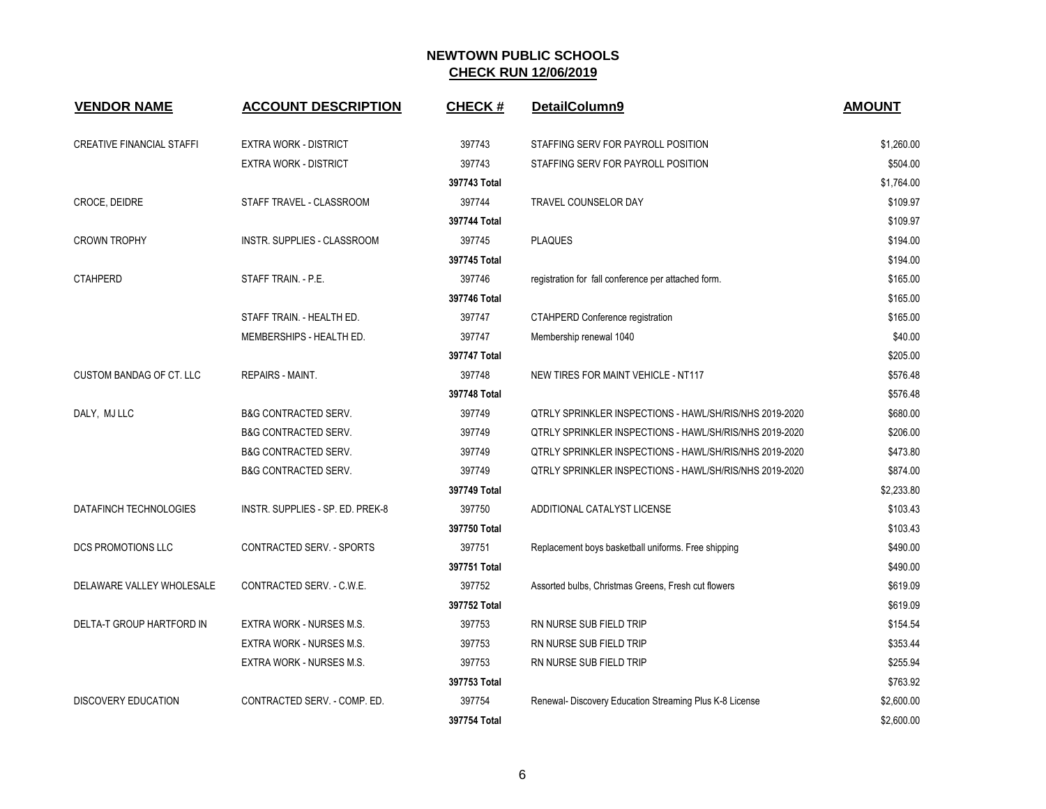# NEWTOWN PUBLIC SCHOOLS

## CHECK RUN 12/06/2019

| VENDOR NAME | ACCOUNT DESCRIPTION | CHECK # | DetailColumn9 | AMOUNT |
|---|---|---|---|---|
| CREATIVE FINANCIAL STAFFI | EXTRA WORK - DISTRICT | 397743 | STAFFING SERV FOR PAYROLL POSITION | $1,260.00 |
| | EXTRA WORK - DISTRICT | 397743 | STAFFING SERV FOR PAYROLL POSITION | $504.00 |
| | | **397743 Total** | | $1,764.00 |
| CROCE, DEIDRE | STAFF TRAVEL - CLASSROOM | 397744 | TRAVEL COUNSELOR DAY | $109.97 |
| | | **397744 Total** | | $109.97 |
| CROWN TROPHY | INSTR. SUPPLIES - CLASSROOM | 397745 | PLAQUES | $194.00 |
| | | **397745 Total** | | $194.00 |
| CTAHPERD | STAFF TRAIN. - P.E. | 397746 | registration for fall conference per attached form. | $165.00 |
| | | **397746 Total** | | $165.00 |
| | STAFF TRAIN. - HEALTH ED. | 397747 | CTAHPERD Conference registration | $165.00 |
| | MEMBERSHIPS - HEALTH ED. | 397747 | Membership renewal 1040 | $40.00 |
| | | **397747 Total** | | $205.00 |
| CUSTOM BANDAG OF CT. LLC | REPAIRS - MAINT. | 397748 | NEW TIRES FOR MAINT VEHICLE - NT117 | $576.48 |
| | | **397748 Total** | | $576.48 |
| DALY, MJ LLC | B&G CONTRACTED SERV. | 397749 | QTRLY SPRINKLER INSPECTIONS - HAWL/SH/RIS/NHS 2019-2020 | $680.00 |
| | B&G CONTRACTED SERV. | 397749 | QTRLY SPRINKLER INSPECTIONS - HAWL/SH/RIS/NHS 2019-2020 | $206.00 |
| | B&G CONTRACTED SERV. | 397749 | QTRLY SPRINKLER INSPECTIONS - HAWL/SH/RIS/NHS 2019-2020 | $473.80 |
| | B&G CONTRACTED SERV. | 397749 | QTRLY SPRINKLER INSPECTIONS - HAWL/SH/RIS/NHS 2019-2020 | $874.00 |
| | | **397749 Total** | | $2,233.80 |
| DATAFINCH TECHNOLOGIES | INSTR. SUPPLIES - SP. ED. PREK-8 | 397750 | ADDITIONAL CATALYST LICENSE | $103.43 |
| | | **397750 Total** | | $103.43 |
| DCS PROMOTIONS LLC | CONTRACTED SERV. - SPORTS | 397751 | Replacement boys basketball uniforms. Free shipping | $490.00 |
| | | **397751 Total** | | $490.00 |
| DELAWARE VALLEY WHOLESALE | CONTRACTED SERV. - C.W.E. | 397752 | Assorted bulbs, Christmas Greens, Fresh cut flowers | $619.09 |
| | | **397752 Total** | | $619.09 |
| DELTA-T GROUP HARTFORD IN | EXTRA WORK - NURSES M.S. | 397753 | RN NURSE SUB FIELD TRIP | $154.54 |
| | EXTRA WORK - NURSES M.S. | 397753 | RN NURSE SUB FIELD TRIP | $353.44 |
| | EXTRA WORK - NURSES M.S. | 397753 | RN NURSE SUB FIELD TRIP | $255.94 |
| | | **397753 Total** | | $763.92 |
| DISCOVERY EDUCATION | CONTRACTED SERV. - COMP. ED. | 397754 | Renewal- Discovery Education Streaming Plus K-8 License | $2,600.00 |
| | | **397754 Total** | | $2,600.00 |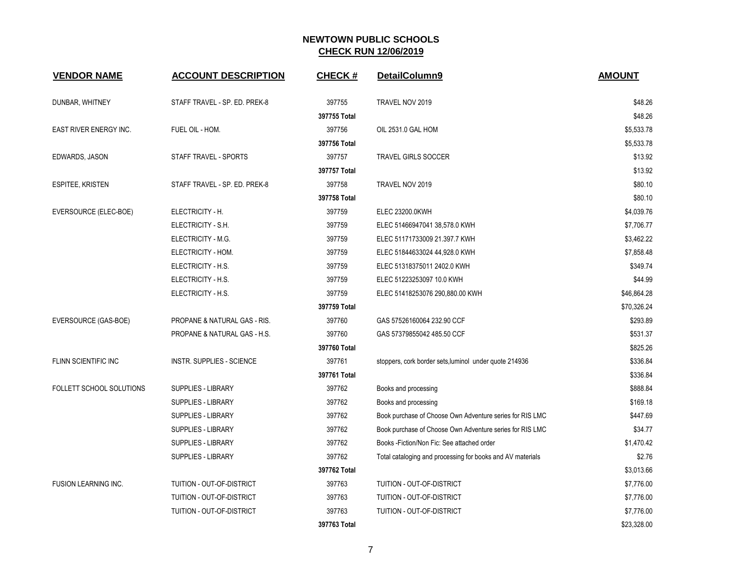## NEWTOWN PUBLIC SCHOOLS
## CHECK RUN 12/06/2019

| VENDOR NAME | ACCOUNT DESCRIPTION | CHECK # | DetailColumn9 | AMOUNT |
|---|---|---|---|---|
| DUNBAR, WHITNEY | STAFF TRAVEL - SP. ED. PREK-8 | 397755 | TRAVEL NOV 2019 | $48.26 |
| | | **397755 Total** | | $48.26 |
| EAST RIVER ENERGY INC. | FUEL OIL - HOM. | 397756 | OIL 2531.0 GAL HOM | $5,533.78 |
| | | **397756 Total** | | $5,533.78 |
| EDWARDS, JASON | STAFF TRAVEL - SPORTS | 397757 | TRAVEL GIRLS SOCCER | $13.92 |
| | | **397757 Total** | | $13.92 |
| ESPITEE, KRISTEN | STAFF TRAVEL - SP. ED. PREK-8 | 397758 | TRAVEL NOV 2019 | $80.10 |
| | | **397758 Total** | | $80.10 |
| EVERSOURCE (ELEC-BOE) | ELECTRICITY - H. | 397759 | ELEC 23200.0KWH | $4,039.76 |
| | ELECTRICITY - S.H. | 397759 | ELEC 51466947041 38,578.0 KWH | $7,706.77 |
| | ELECTRICITY - M.G. | 397759 | ELEC 51171733009 21.397.7 KWH | $3,462.22 |
| | ELECTRICITY - HOM. | 397759 | ELEC 51844633024 44,928.0 KWH | $7,858.48 |
| | ELECTRICITY - H.S. | 397759 | ELEC 51318375011 2402.0 KWH | $349.74 |
| | ELECTRICITY - H.S. | 397759 | ELEC 51223253097 10.0 KWH | $44.99 |
| | ELECTRICITY - H.S. | 397759 | ELEC 51418253076 290,880.00 KWH | $46,864.28 |
| | | **397759 Total** | | $70,326.24 |
| EVERSOURCE (GAS-BOE) | PROPANE & NATURAL GAS - RIS. | 397760 | GAS 57526160064 232.90 CCF | $293.89 |
| | PROPANE & NATURAL GAS - H.S. | 397760 | GAS 57379855042 485.50 CCF | $531.37 |
| | | **397760 Total** | | $825.26 |
| FLINN SCIENTIFIC INC | INSTR. SUPPLIES - SCIENCE | 397761 | stoppers, cork border sets,luminol under quote 214936 | $336.84 |
| | | **397761 Total** | | $336.84 |
| FOLLETT SCHOOL SOLUTIONS | SUPPLIES - LIBRARY | 397762 | Books and processing | $888.84 |
| | SUPPLIES - LIBRARY | 397762 | Books and processing | $169.18 |
| | SUPPLIES - LIBRARY | 397762 | Book purchase of Choose Own Adventure series for RIS LMC | $447.69 |
| | SUPPLIES - LIBRARY | 397762 | Book purchase of Choose Own Adventure series for RIS LMC | $34.77 |
| | SUPPLIES - LIBRARY | 397762 | Books -Fiction/Non Fic: See attached order | $1,470.42 |
| | SUPPLIES - LIBRARY | 397762 | Total cataloging and processing for books and AV materials | $2.76 |
| | | **397762 Total** | | $3,013.66 |
| FUSION LEARNING INC. | TUITION - OUT-OF-DISTRICT | 397763 | TUITION - OUT-OF-DISTRICT | $7,776.00 |
| | TUITION - OUT-OF-DISTRICT | 397763 | TUITION - OUT-OF-DISTRICT | $7,776.00 |
| | TUITION - OUT-OF-DISTRICT | 397763 | TUITION - OUT-OF-DISTRICT | $7,776.00 |
| | | **397763 Total** | | $23,328.00 |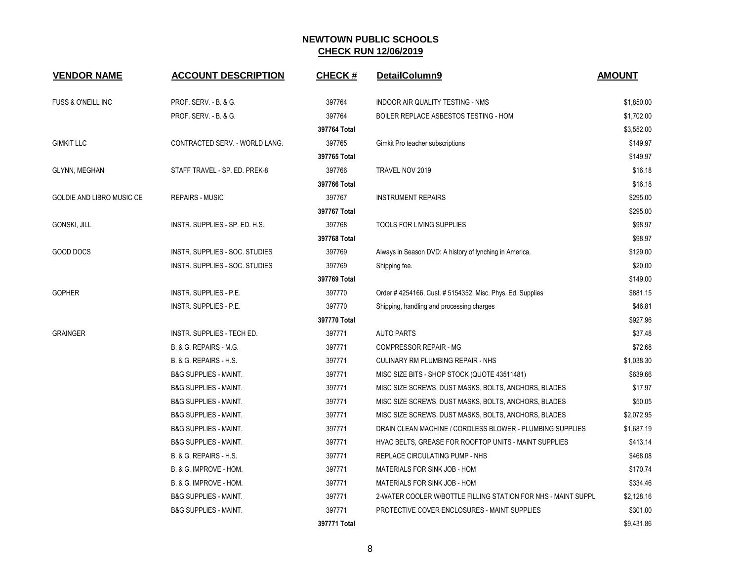## NEWTOWN PUBLIC SCHOOLS
## CHECK RUN 12/06/2019

| VENDOR NAME | ACCOUNT DESCRIPTION | CHECK # | DetailColumn9 | AMOUNT |
|---|---|---|---|---|
| FUSS & O'NEILL INC | PROF. SERV. - B. & G. | 397764 | INDOOR AIR QUALITY TESTING - NMS | $1,850.00 |
| | PROF. SERV. - B. & G. | 397764 | BOILER REPLACE ASBESTOS TESTING - HOM | $1,702.00 |
| | | **397764 Total** | | $3,552.00 |
| GIMKIT LLC | CONTRACTED SERV. - WORLD LANG. | 397765 | Gimkit Pro teacher subscriptions | $149.97 |
| | | **397765 Total** | | $149.97 |
| GLYNN, MEGHAN | STAFF TRAVEL - SP. ED. PREK-8 | 397766 | TRAVEL NOV 2019 | $16.18 |
| | | **397766 Total** | | $16.18 |
| GOLDIE AND LIBRO MUSIC CE | REPAIRS - MUSIC | 397767 | INSTRUMENT REPAIRS | $295.00 |
| | | **397767 Total** | | $295.00 |
| GONSKI, JILL | INSTR. SUPPLIES - SP. ED. H.S. | 397768 | TOOLS FOR LIVING SUPPLIES | $98.97 |
| | | **397768 Total** | | $98.97 |
| GOOD DOCS | INSTR. SUPPLIES - SOC. STUDIES | 397769 | Always in Season DVD: A history of lynching in America. | $129.00 |
| | INSTR. SUPPLIES - SOC. STUDIES | 397769 | Shipping fee. | $20.00 |
| | | **397769 Total** | | $149.00 |
| GOPHER | INSTR. SUPPLIES - P.E. | 397770 | Order # 4254166, Cust. # 5154352, Misc. Phys. Ed. Supplies | $881.15 |
| | INSTR. SUPPLIES - P.E. | 397770 | Shipping, handling and processing charges | $46.81 |
| | | **397770 Total** | | $927.96 |
| GRAINGER | INSTR. SUPPLIES - TECH ED. | 397771 | AUTO PARTS | $37.48 |
| | B. & G. REPAIRS - M.G. | 397771 | COMPRESSOR REPAIR - MG | $72.68 |
| | B. & G. REPAIRS - H.S. | 397771 | CULINARY RM PLUMBING REPAIR - NHS | $1,038.30 |
| | B&G SUPPLIES - MAINT. | 397771 | MISC SIZE BITS - SHOP STOCK (QUOTE 43511481) | $639.66 |
| | B&G SUPPLIES - MAINT. | 397771 | MISC SIZE SCREWS, DUST MASKS, BOLTS, ANCHORS, BLADES | $17.97 |
| | B&G SUPPLIES - MAINT. | 397771 | MISC SIZE SCREWS, DUST MASKS, BOLTS, ANCHORS, BLADES | $50.05 |
| | B&G SUPPLIES - MAINT. | 397771 | MISC SIZE SCREWS, DUST MASKS, BOLTS, ANCHORS, BLADES | $2,072.95 |
| | B&G SUPPLIES - MAINT. | 397771 | DRAIN CLEAN MACHINE / CORDLESS BLOWER - PLUMBING SUPPLIES | $1,687.19 |
| | B&G SUPPLIES - MAINT. | 397771 | HVAC BELTS, GREASE FOR ROOFTOP UNITS - MAINT SUPPLIES | $413.14 |
| | B. & G. REPAIRS - H.S. | 397771 | REPLACE CIRCULATING PUMP - NHS | $468.08 |
| | B. & G. IMPROVE - HOM. | 397771 | MATERIALS FOR SINK JOB - HOM | $170.74 |
| | B. & G. IMPROVE - HOM. | 397771 | MATERIALS FOR SINK JOB - HOM | $334.46 |
| | B&G SUPPLIES - MAINT. | 397771 | 2-WATER COOLER W/BOTTLE FILLING STATION FOR NHS - MAINT SUPPL | $2,128.16 |
| | B&G SUPPLIES - MAINT. | 397771 | PROTECTIVE COVER ENCLOSURES - MAINT SUPPLIES | $301.00 |
| | | **397771 Total** | | $9,431.86 |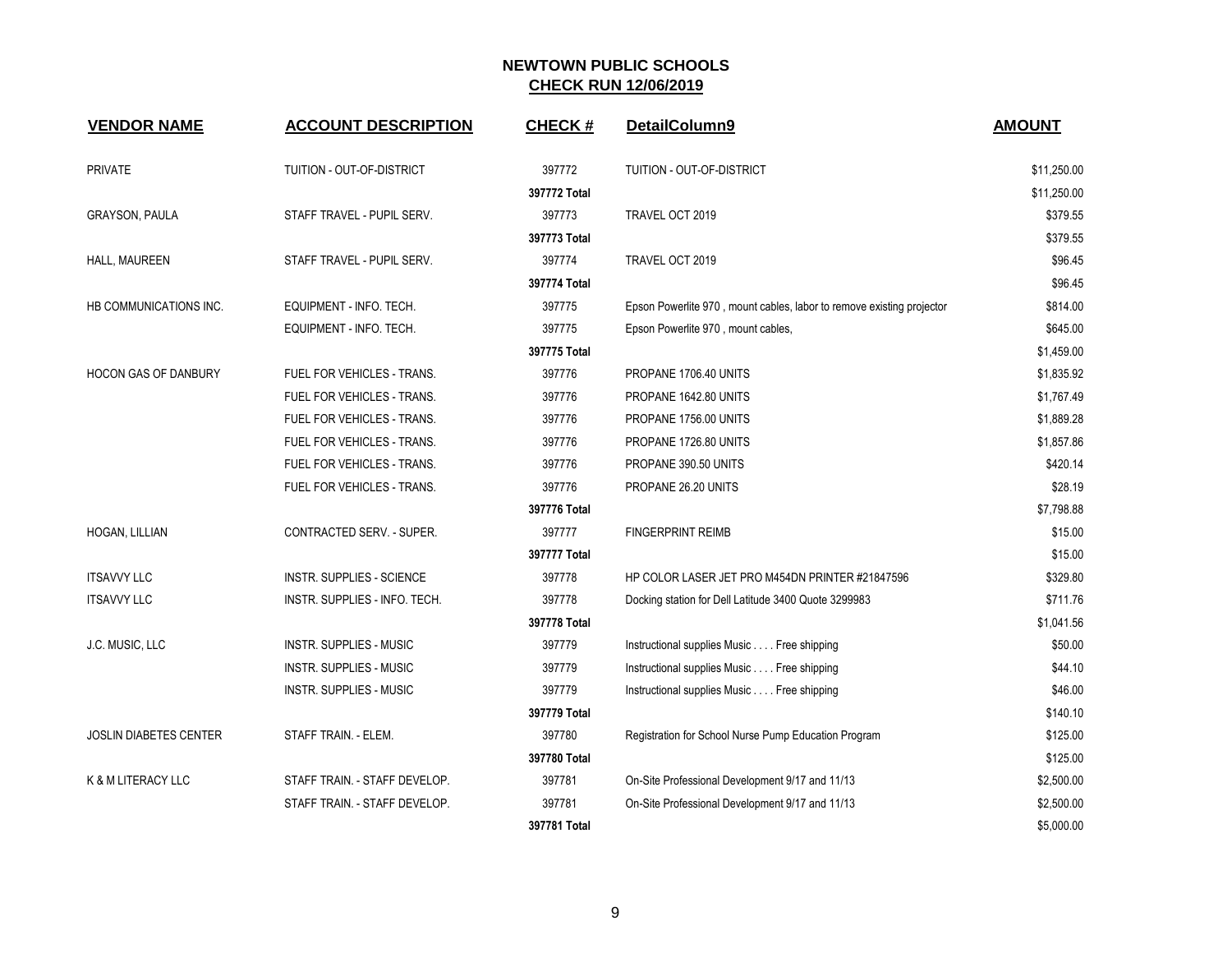## NEWTOWN PUBLIC SCHOOLS

## CHECK RUN 12/06/2019

| VENDOR NAME | ACCOUNT DESCRIPTION | CHECK # | DetailColumn9 | AMOUNT |
|---|---|---|---|---|
| PRIVATE | TUITION - OUT-OF-DISTRICT | 397772 | TUITION - OUT-OF-DISTRICT | $11,250.00 |
| | | 397772 Total | | $11,250.00 |
| GRAYSON, PAULA | STAFF TRAVEL - PUPIL SERV. | 397773 | TRAVEL OCT 2019 | $379.55 |
| | | 397773 Total | | $379.55 |
| HALL, MAUREEN | STAFF TRAVEL - PUPIL SERV. | 397774 | TRAVEL OCT 2019 | $96.45 |
| | | 397774 Total | | $96.45 |
| HB COMMUNICATIONS INC. | EQUIPMENT - INFO. TECH. | 397775 | Epson Powerlite 970 , mount cables, labor to remove existing projector | $814.00 |
| | EQUIPMENT - INFO. TECH. | 397775 | Epson Powerlite 970 , mount cables, | $645.00 |
| | | 397775 Total | | $1,459.00 |
| HOCON GAS OF DANBURY | FUEL FOR VEHICLES - TRANS. | 397776 | PROPANE 1706.40 UNITS | $1,835.92 |
| | FUEL FOR VEHICLES - TRANS. | 397776 | PROPANE 1642.80 UNITS | $1,767.49 |
| | FUEL FOR VEHICLES - TRANS. | 397776 | PROPANE 1756.00 UNITS | $1,889.28 |
| | FUEL FOR VEHICLES - TRANS. | 397776 | PROPANE 1726.80 UNITS | $1,857.86 |
| | FUEL FOR VEHICLES - TRANS. | 397776 | PROPANE 390.50 UNITS | $420.14 |
| | FUEL FOR VEHICLES - TRANS. | 397776 | PROPANE 26.20 UNITS | $28.19 |
| | | 397776 Total | | $7,798.88 |
| HOGAN, LILLIAN | CONTRACTED SERV. - SUPER. | 397777 | FINGERPRINT REIMB | $15.00 |
| | | 397777 Total | | $15.00 |
| ITSAVVY LLC | INSTR. SUPPLIES - SCIENCE | 397778 | HP COLOR LASER JET PRO M454DN PRINTER #21847596 | $329.80 |
| ITSAVVY LLC | INSTR. SUPPLIES - INFO. TECH. | 397778 | Docking station for Dell Latitude 3400 Quote 3299983 | $711.76 |
| | | 397778 Total | | $1,041.56 |
| J.C. MUSIC, LLC | INSTR. SUPPLIES - MUSIC | 397779 | Instructional supplies Music . . . . Free shipping | $50.00 |
| | INSTR. SUPPLIES - MUSIC | 397779 | Instructional supplies Music . . . . Free shipping | $44.10 |
| | INSTR. SUPPLIES - MUSIC | 397779 | Instructional supplies Music . . . . Free shipping | $46.00 |
| | | 397779 Total | | $140.10 |
| JOSLIN DIABETES CENTER | STAFF TRAIN. - ELEM. | 397780 | Registration for School Nurse Pump Education Program | $125.00 |
| | | 397780 Total | | $125.00 |
| K & M LITERACY LLC | STAFF TRAIN. - STAFF DEVELOP. | 397781 | On-Site Professional Development 9/17 and 11/13 | $2,500.00 |
| | STAFF TRAIN. - STAFF DEVELOP. | 397781 | On-Site Professional Development 9/17 and 11/13 | $2,500.00 |
| | | 397781 Total | | $5,000.00 |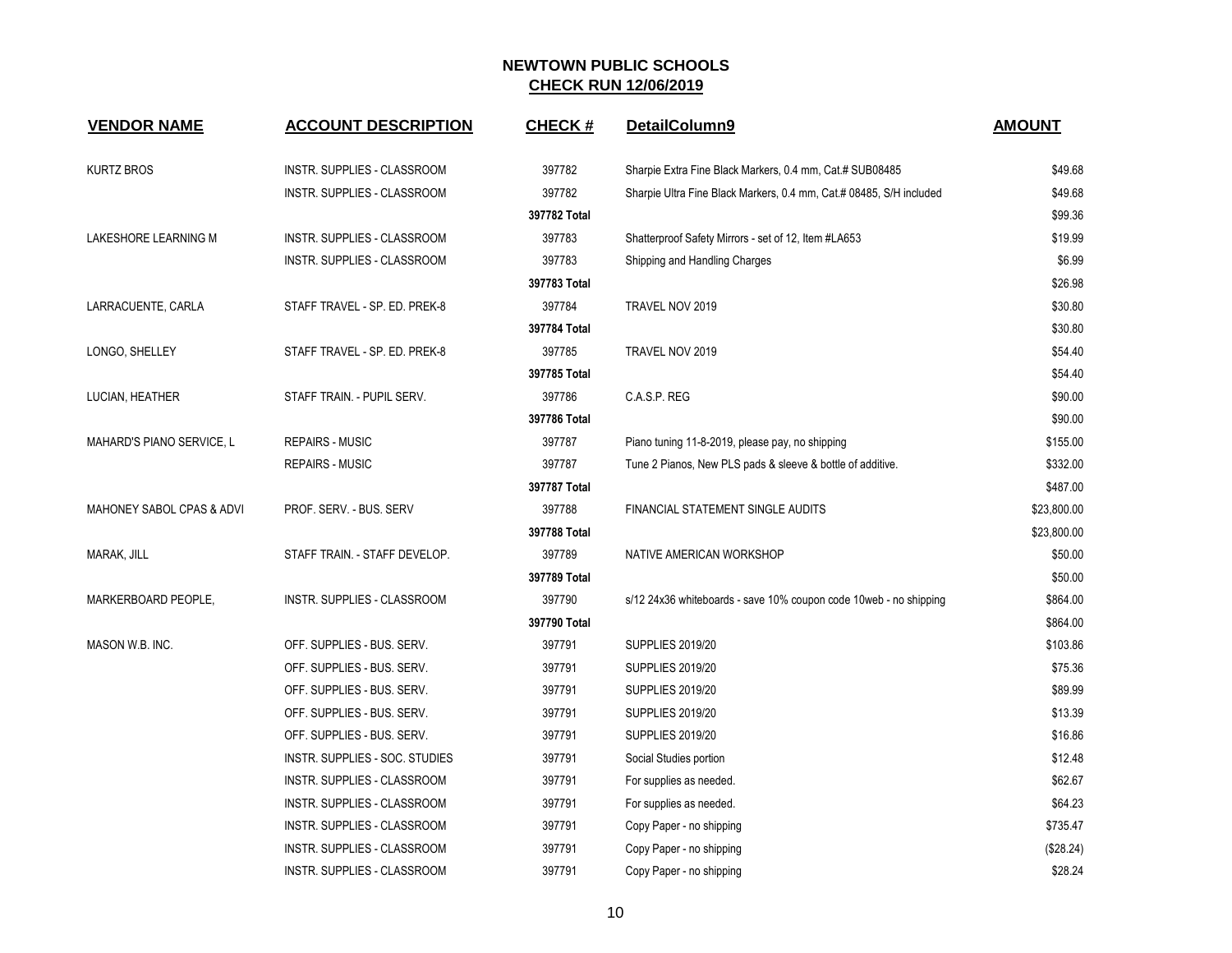# NEWTOWN PUBLIC SCHOOLS

## CHECK RUN 12/06/2019

| VENDOR NAME | ACCOUNT DESCRIPTION | CHECK # | DetailColumn9 | AMOUNT |
|---|---|---|---|---|
| KURTZ BROS | INSTR. SUPPLIES - CLASSROOM | 397782 | Sharpie Extra Fine Black Markers, 0.4 mm, Cat.# SUB08485 | $49.68 |
| | INSTR. SUPPLIES - CLASSROOM | 397782 | Sharpie Ultra Fine Black Markers, 0.4 mm, Cat.# 08485, S/H included | $49.68 |
| | | **397782 Total** | | $99.36 |
| LAKESHORE LEARNING M | INSTR. SUPPLIES - CLASSROOM | 397783 | Shatterproof Safety Mirrors - set of 12, Item #LA653 | $19.99 |
| | INSTR. SUPPLIES - CLASSROOM | 397783 | Shipping and Handling Charges | $6.99 |
| | | **397783 Total** | | $26.98 |
| LARRACUENTE, CARLA | STAFF TRAVEL - SP. ED. PREK-8 | 397784 | TRAVEL NOV 2019 | $30.80 |
| | | **397784 Total** | | $30.80 |
| LONGO, SHELLEY | STAFF TRAVEL - SP. ED. PREK-8 | 397785 | TRAVEL NOV 2019 | $54.40 |
| | | **397785 Total** | | $54.40 |
| LUCIAN, HEATHER | STAFF TRAIN. - PUPIL SERV. | 397786 | C.A.S.P. REG | $90.00 |
| | | **397786 Total** | | $90.00 |
| MAHARD'S PIANO SERVICE, L | REPAIRS - MUSIC | 397787 | Piano tuning 11-8-2019, please pay, no shipping | $155.00 |
| | REPAIRS - MUSIC | 397787 | Tune 2 Pianos, New PLS pads & sleeve & bottle of additive. | $332.00 |
| | | **397787 Total** | | $487.00 |
| MAHONEY SABOL CPAS & ADVI | PROF. SERV. - BUS. SERV | 397788 | FINANCIAL STATEMENT SINGLE AUDITS | $23,800.00 |
| | | **397788 Total** | | $23,800.00 |
| MARAK, JILL | STAFF TRAIN. - STAFF DEVELOP. | 397789 | NATIVE AMERICAN WORKSHOP | $50.00 |
| | | **397789 Total** | | $50.00 |
| MARKERBOARD PEOPLE, | INSTR. SUPPLIES - CLASSROOM | 397790 | s/12 24x36 whiteboards - save 10% coupon code 10web - no shipping | $864.00 |
| | | **397790 Total** | | $864.00 |
| MASON W.B. INC. | OFF. SUPPLIES - BUS. SERV. | 397791 | SUPPLIES 2019/20 | $103.86 |
| | OFF. SUPPLIES - BUS. SERV. | 397791 | SUPPLIES 2019/20 | $75.36 |
| | OFF. SUPPLIES - BUS. SERV. | 397791 | SUPPLIES 2019/20 | $89.99 |
| | OFF. SUPPLIES - BUS. SERV. | 397791 | SUPPLIES 2019/20 | $13.39 |
| | OFF. SUPPLIES - BUS. SERV. | 397791 | SUPPLIES 2019/20 | $16.86 |
| | INSTR. SUPPLIES - SOC. STUDIES | 397791 | Social Studies portion | $12.48 |
| | INSTR. SUPPLIES - CLASSROOM | 397791 | For supplies as needed. | $62.67 |
| | INSTR. SUPPLIES - CLASSROOM | 397791 | For supplies as needed. | $64.23 |
| | INSTR. SUPPLIES - CLASSROOM | 397791 | Copy Paper - no shipping | $735.47 |
| | INSTR. SUPPLIES - CLASSROOM | 397791 | Copy Paper - no shipping | ($28.24) |
| | INSTR. SUPPLIES - CLASSROOM | 397791 | Copy Paper - no shipping | $28.24 |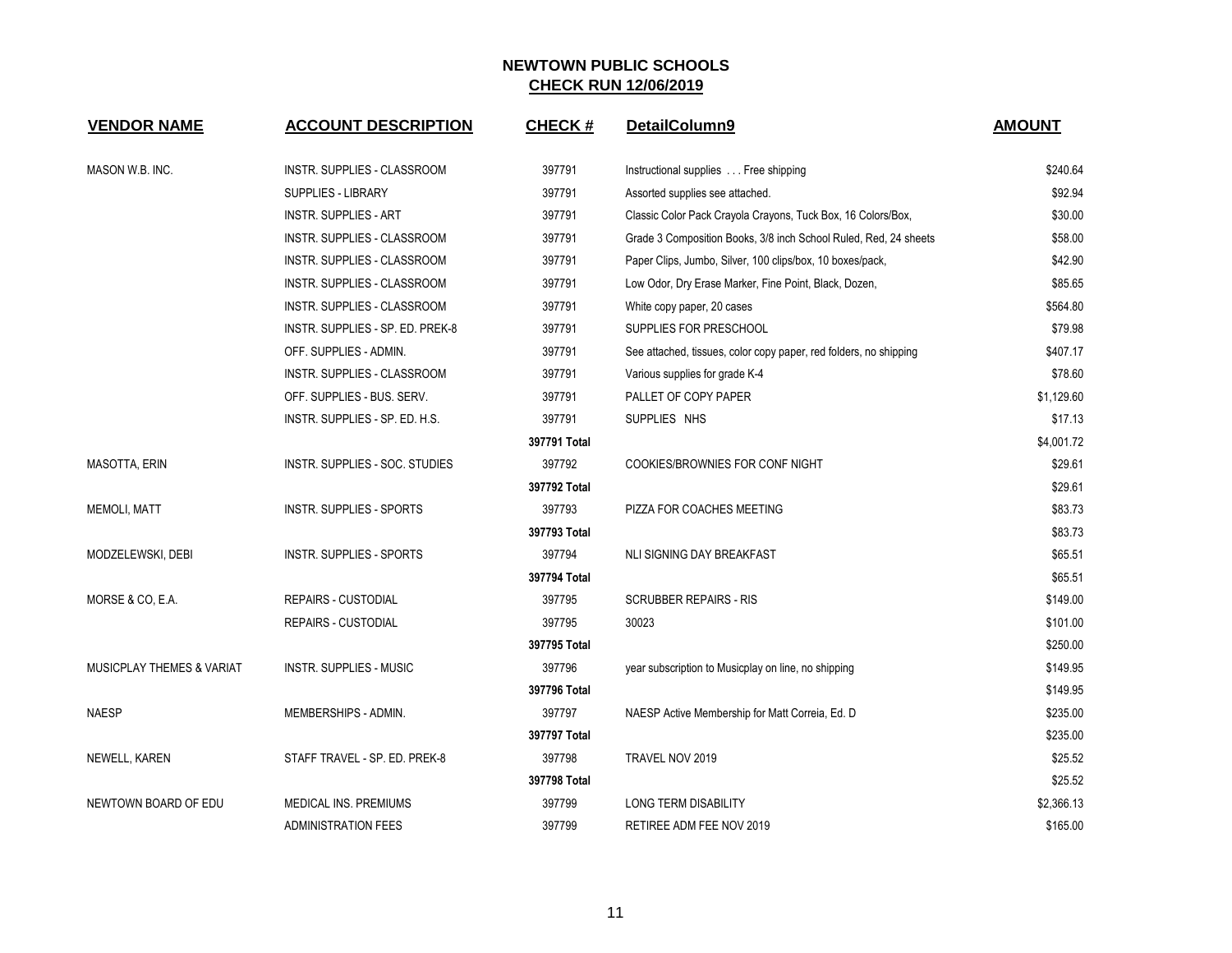# NEWTOWN PUBLIC SCHOOLS

## CHECK RUN 12/06/2019

| VENDOR NAME | ACCOUNT DESCRIPTION | CHECK # | DetailColumn9 | AMOUNT |
|---|---|---|---|---|
| MASON W.B. INC. | INSTR. SUPPLIES - CLASSROOM | 397791 | Instructional supplies . . . Free shipping | $240.64 |
| | SUPPLIES - LIBRARY | 397791 | Assorted supplies see attached. | $92.94 |
| | INSTR. SUPPLIES - ART | 397791 | Classic Color Pack Crayola Crayons, Tuck Box, 16 Colors/Box, | $30.00 |
| | INSTR. SUPPLIES - CLASSROOM | 397791 | Grade 3 Composition Books, 3/8 inch School Ruled, Red, 24 sheets | $58.00 |
| | INSTR. SUPPLIES - CLASSROOM | 397791 | Paper Clips, Jumbo, Silver, 100 clips/box, 10 boxes/pack, | $42.90 |
| | INSTR. SUPPLIES - CLASSROOM | 397791 | Low Odor, Dry Erase Marker, Fine Point, Black, Dozen, | $85.65 |
| | INSTR. SUPPLIES - CLASSROOM | 397791 | White copy paper, 20 cases | $564.80 |
| | INSTR. SUPPLIES - SP. ED. PREK-8 | 397791 | SUPPLIES FOR PRESCHOOL | $79.98 |
| | OFF. SUPPLIES - ADMIN. | 397791 | See attached, tissues, color copy paper, red folders, no shipping | $407.17 |
| | INSTR. SUPPLIES - CLASSROOM | 397791 | Various supplies for grade K-4 | $78.60 |
| | OFF. SUPPLIES - BUS. SERV. | 397791 | PALLET OF COPY PAPER | $1,129.60 |
| | INSTR. SUPPLIES - SP. ED. H.S. | 397791 | SUPPLIES NHS | $17.13 |
| | | **397791 Total** | | $4,001.72 |
| MASOTTA, ERIN | INSTR. SUPPLIES - SOC. STUDIES | 397792 | COOKIES/BROWNIES FOR CONF NIGHT | $29.61 |
| | | **397792 Total** | | $29.61 |
| MEMOLI, MATT | INSTR. SUPPLIES - SPORTS | 397793 | PIZZA FOR COACHES MEETING | $83.73 |
| | | **397793 Total** | | $83.73 |
| MODZELEWSKI, DEBI | INSTR. SUPPLIES - SPORTS | 397794 | NLI SIGNING DAY BREAKFAST | $65.51 |
| | | **397794 Total** | | $65.51 |
| MORSE & CO, E.A. | REPAIRS - CUSTODIAL | 397795 | SCRUBBER REPAIRS - RIS | $149.00 |
| | REPAIRS - CUSTODIAL | 397795 | 30023 | $101.00 |
| | | **397795 Total** | | $250.00 |
| MUSICPLAY THEMES & VARIAT | INSTR. SUPPLIES - MUSIC | 397796 | year subscription to Musicplay on line, no shipping | $149.95 |
| | | **397796 Total** | | $149.95 |
| NAESP | MEMBERSHIPS - ADMIN. | 397797 | NAESP Active Membership for Matt Correia, Ed. D | $235.00 |
| | | **397797 Total** | | $235.00 |
| NEWELL, KAREN | STAFF TRAVEL - SP. ED. PREK-8 | 397798 | TRAVEL NOV 2019 | $25.52 |
| | | **397798 Total** | | $25.52 |
| NEWTOWN BOARD OF EDU | MEDICAL INS. PREMIUMS | 397799 | LONG TERM DISABILITY | $2,366.13 |
| | ADMINISTRATION FEES | 397799 | RETIREE ADM FEE NOV 2019 | $165.00 |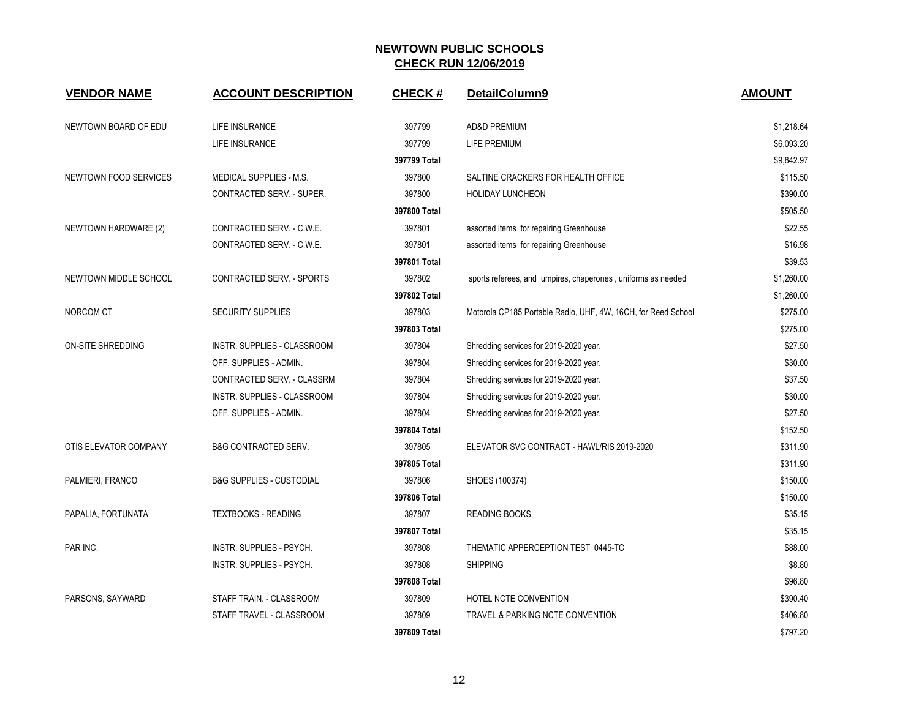# NEWTOWN PUBLIC SCHOOLS

## CHECK RUN 12/06/2019

| VENDOR NAME | ACCOUNT DESCRIPTION | CHECK # | DetailColumn9 | AMOUNT |
|---|---|---|---|---|
| NEWTOWN BOARD OF EDU | LIFE INSURANCE | 397799 | AD&D PREMIUM | $1,218.64 |
| | LIFE INSURANCE | 397799 | LIFE PREMIUM | $6,093.20 |
| | | **397799 Total** | | $9,842.97 |
| NEWTOWN FOOD SERVICES | MEDICAL SUPPLIES - M.S. | 397800 | SALTINE CRACKERS FOR HEALTH OFFICE | $115.50 |
| | CONTRACTED SERV. - SUPER. | 397800 | HOLIDAY LUNCHEON | $390.00 |
| | | **397800 Total** | | $505.50 |
| NEWTOWN HARDWARE (2) | CONTRACTED SERV. - C.W.E. | 397801 | assorted items for repairing Greenhouse | $22.55 |
| | CONTRACTED SERV. - C.W.E. | 397801 | assorted items for repairing Greenhouse | $16.98 |
| | | **397801 Total** | | $39.53 |
| NEWTOWN MIDDLE SCHOOL | CONTRACTED SERV. - SPORTS | 397802 | sports referees, and umpires, chaperones , uniforms as needed | $1,260.00 |
| | | **397802 Total** | | $1,260.00 |
| NORCOM CT | SECURITY SUPPLIES | 397803 | Motorola CP185 Portable Radio, UHF, 4W, 16CH, for Reed School | $275.00 |
| | | **397803 Total** | | $275.00 |
| ON-SITE SHREDDING | INSTR. SUPPLIES - CLASSROOM | 397804 | Shredding services for 2019-2020 year. | $27.50 |
| | OFF. SUPPLIES - ADMIN. | 397804 | Shredding services for 2019-2020 year. | $30.00 |
| | CONTRACTED SERV. - CLASSRM | 397804 | Shredding services for 2019-2020 year. | $37.50 |
| | INSTR. SUPPLIES - CLASSROOM | 397804 | Shredding services for 2019-2020 year. | $30.00 |
| | OFF. SUPPLIES - ADMIN. | 397804 | Shredding services for 2019-2020 year. | $27.50 |
| | | **397804 Total** | | $152.50 |
| OTIS ELEVATOR COMPANY | B&G CONTRACTED SERV. | 397805 | ELEVATOR SVC CONTRACT - HAWL/RIS 2019-2020 | $311.90 |
| | | **397805 Total** | | $311.90 |
| PALMIERI, FRANCO | B&G SUPPLIES - CUSTODIAL | 397806 | SHOES (100374) | $150.00 |
| | | **397806 Total** | | $150.00 |
| PAPALIA, FORTUNATA | TEXTBOOKS - READING | 397807 | READING BOOKS | $35.15 |
| | | **397807 Total** | | $35.15 |
| PAR INC. | INSTR. SUPPLIES - PSYCH. | 397808 | THEMATIC APPERCEPTION TEST 0445-TC | $88.00 |
| | INSTR. SUPPLIES - PSYCH. | 397808 | SHIPPING | $8.80 |
| | | **397808 Total** | | $96.80 |
| PARSONS, SAYWARD | STAFF TRAIN. - CLASSROOM | 397809 | HOTEL NCTE CONVENTION | $390.40 |
| | STAFF TRAVEL - CLASSROOM | 397809 | TRAVEL & PARKING NCTE CONVENTION | $406.80 |
| | | **397809 Total** | | $797.20 |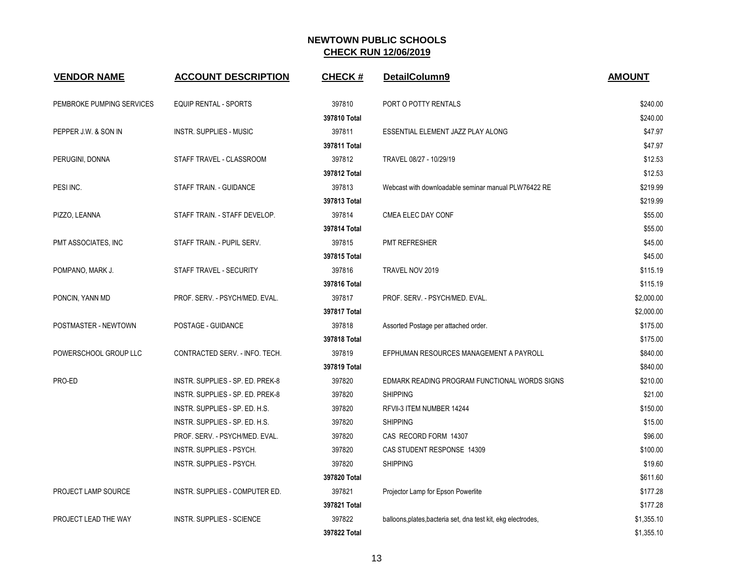# NEWTOWN PUBLIC SCHOOLS

## CHECK RUN 12/06/2019

| VENDOR NAME | ACCOUNT DESCRIPTION | CHECK # | DetailColumn9 | AMOUNT |
|---|---|---|---|---|
| PEMBROKE PUMPING SERVICES | EQUIP RENTAL - SPORTS | 397810 | PORT O POTTY RENTALS | $240.00 |
| | | **397810 Total** | | $240.00 |
| PEPPER J.W. & SON IN | INSTR. SUPPLIES - MUSIC | 397811 | ESSENTIAL ELEMENT JAZZ PLAY ALONG | $47.97 |
| | | **397811 Total** | | $47.97 |
| PERUGINI, DONNA | STAFF TRAVEL - CLASSROOM | 397812 | TRAVEL 08/27 - 10/29/19 | $12.53 |
| | | **397812 Total** | | $12.53 |
| PESI INC. | STAFF TRAIN. - GUIDANCE | 397813 | Webcast with downloadable seminar manual PLW76422 RE | $219.99 |
| | | **397813 Total** | | $219.99 |
| PIZZO, LEANNA | STAFF TRAIN. - STAFF DEVELOP. | 397814 | CMEA ELEC DAY CONF | $55.00 |
| | | **397814 Total** | | $55.00 |
| PMT ASSOCIATES, INC | STAFF TRAIN. - PUPIL SERV. | 397815 | PMT REFRESHER | $45.00 |
| | | **397815 Total** | | $45.00 |
| POMPANO, MARK J. | STAFF TRAVEL - SECURITY | 397816 | TRAVEL NOV 2019 | $115.19 |
| | | **397816 Total** | | $115.19 |
| PONCIN, YANN MD | PROF. SERV. - PSYCH/MED. EVAL. | 397817 | PROF. SERV. - PSYCH/MED. EVAL. | $2,000.00 |
| | | **397817 Total** | | $2,000.00 |
| POSTMASTER - NEWTOWN | POSTAGE - GUIDANCE | 397818 | Assorted Postage per attached order. | $175.00 |
| | | **397818 Total** | | $175.00 |
| POWERSCHOOL GROUP LLC | CONTRACTED SERV. - INFO. TECH. | 397819 | EFPHUMAN RESOURCES MANAGEMENT A PAYROLL | $840.00 |
| | | **397819 Total** | | $840.00 |
| PRO-ED | INSTR. SUPPLIES - SP. ED. PREK-8 | 397820 | EDMARK READING PROGRAM FUNCTIONAL WORDS SIGNS | $210.00 |
| | INSTR. SUPPLIES - SP. ED. PREK-8 | 397820 | SHIPPING | $21.00 |
| | INSTR. SUPPLIES - SP. ED. H.S. | 397820 | RFVII-3 ITEM NUMBER 14244 | $150.00 |
| | INSTR. SUPPLIES - SP. ED. H.S. | 397820 | SHIPPING | $15.00 |
| | PROF. SERV. - PSYCH/MED. EVAL. | 397820 | CAS RECORD FORM 14307 | $96.00 |
| | INSTR. SUPPLIES - PSYCH. | 397820 | CAS STUDENT RESPONSE 14309 | $100.00 |
| | INSTR. SUPPLIES - PSYCH. | 397820 | SHIPPING | $19.60 |
| | | **397820 Total** | | $611.60 |
| PROJECT LAMP SOURCE | INSTR. SUPPLIES - COMPUTER ED. | 397821 | Projector Lamp for Epson Powerlite | $177.28 |
| | | **397821 Total** | | $177.28 |
| PROJECT LEAD THE WAY | INSTR. SUPPLIES - SCIENCE | 397822 | balloons,plates,bacteria set, dna test kit, ekg electrodes, | $1,355.10 |
| | | **397822 Total** | | $1,355.10 |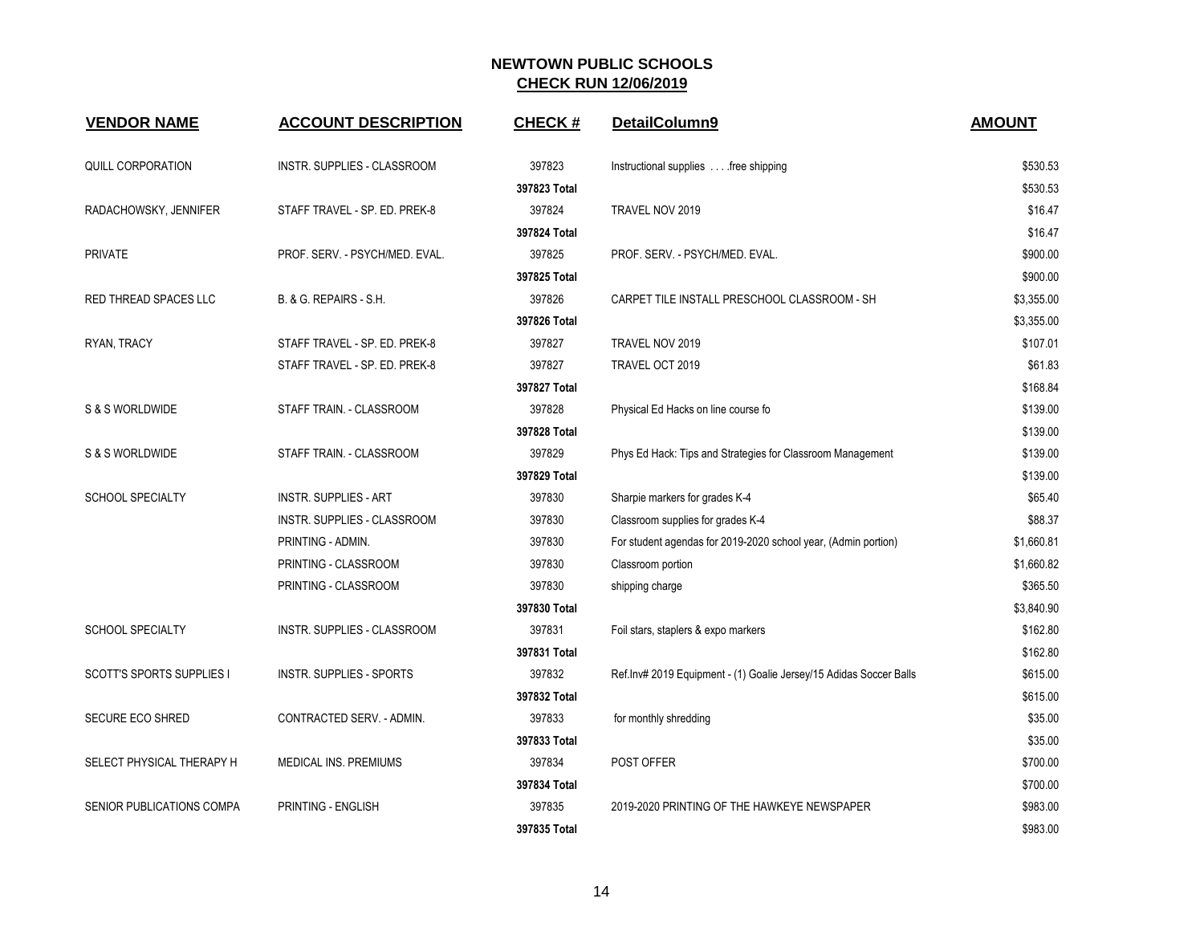# NEWTOWN PUBLIC SCHOOLS
## CHECK RUN 12/06/2019

| VENDOR NAME | ACCOUNT DESCRIPTION | CHECK # | DetailColumn9 | AMOUNT |
|---|---|---|---|---|
| QUILL CORPORATION | INSTR. SUPPLIES - CLASSROOM | 397823 | Instructional supplies . . . .free shipping | $530.53 |
| | | **397823 Total** | | $530.53 |
| RADACHOWSKY, JENNIFER | STAFF TRAVEL - SP. ED. PREK-8 | 397824 | TRAVEL NOV 2019 | $16.47 |
| | | **397824 Total** | | $16.47 |
| PRIVATE | PROF. SERV. - PSYCH/MED. EVAL. | 397825 | PROF. SERV. - PSYCH/MED. EVAL. | $900.00 |
| | | **397825 Total** | | $900.00 |
| RED THREAD SPACES LLC | B. & G. REPAIRS - S.H. | 397826 | CARPET TILE INSTALL PRESCHOOL CLASSROOM - SH | $3,355.00 |
| | | **397826 Total** | | $3,355.00 |
| RYAN, TRACY | STAFF TRAVEL - SP. ED. PREK-8 | 397827 | TRAVEL NOV 2019 | $107.01 |
| | STAFF TRAVEL - SP. ED. PREK-8 | 397827 | TRAVEL OCT 2019 | $61.83 |
| | | **397827 Total** | | $168.84 |
| S & S WORLDWIDE | STAFF TRAIN. - CLASSROOM | 397828 | Physical Ed Hacks on line course fo | $139.00 |
| | | **397828 Total** | | $139.00 |
| S & S WORLDWIDE | STAFF TRAIN. - CLASSROOM | 397829 | Phys Ed Hack: Tips and Strategies for Classroom Management | $139.00 |
| | | **397829 Total** | | $139.00 |
| SCHOOL SPECIALTY | INSTR. SUPPLIES - ART | 397830 | Sharpie markers for grades K-4 | $65.40 |
| | INSTR. SUPPLIES - CLASSROOM | 397830 | Classroom supplies for grades K-4 | $88.37 |
| | PRINTING - ADMIN. | 397830 | For student agendas for 2019-2020 school year, (Admin portion) | $1,660.81 |
| | PRINTING - CLASSROOM | 397830 | Classroom portion | $1,660.82 |
| | PRINTING - CLASSROOM | 397830 | shipping charge | $365.50 |
| | | **397830 Total** | | $3,840.90 |
| SCHOOL SPECIALTY | INSTR. SUPPLIES - CLASSROOM | 397831 | Foil stars, staplers & expo markers | $162.80 |
| | | **397831 Total** | | $162.80 |
| SCOTT'S SPORTS SUPPLIES I | INSTR. SUPPLIES - SPORTS | 397832 | Ref.Inv# 2019 Equipment - (1) Goalie Jersey/15 Adidas Soccer Balls | $615.00 |
| | | **397832 Total** | | $615.00 |
| SECURE ECO SHRED | CONTRACTED SERV. - ADMIN. | 397833 | for monthly shredding | $35.00 |
| | | **397833 Total** | | $35.00 |
| SELECT PHYSICAL THERAPY H | MEDICAL INS. PREMIUMS | 397834 | POST OFFER | $700.00 |
| | | **397834 Total** | | $700.00 |
| SENIOR PUBLICATIONS COMPA | PRINTING - ENGLISH | 397835 | 2019-2020 PRINTING OF THE HAWKEYE NEWSPAPER | $983.00 |
| | | **397835 Total** | | $983.00 |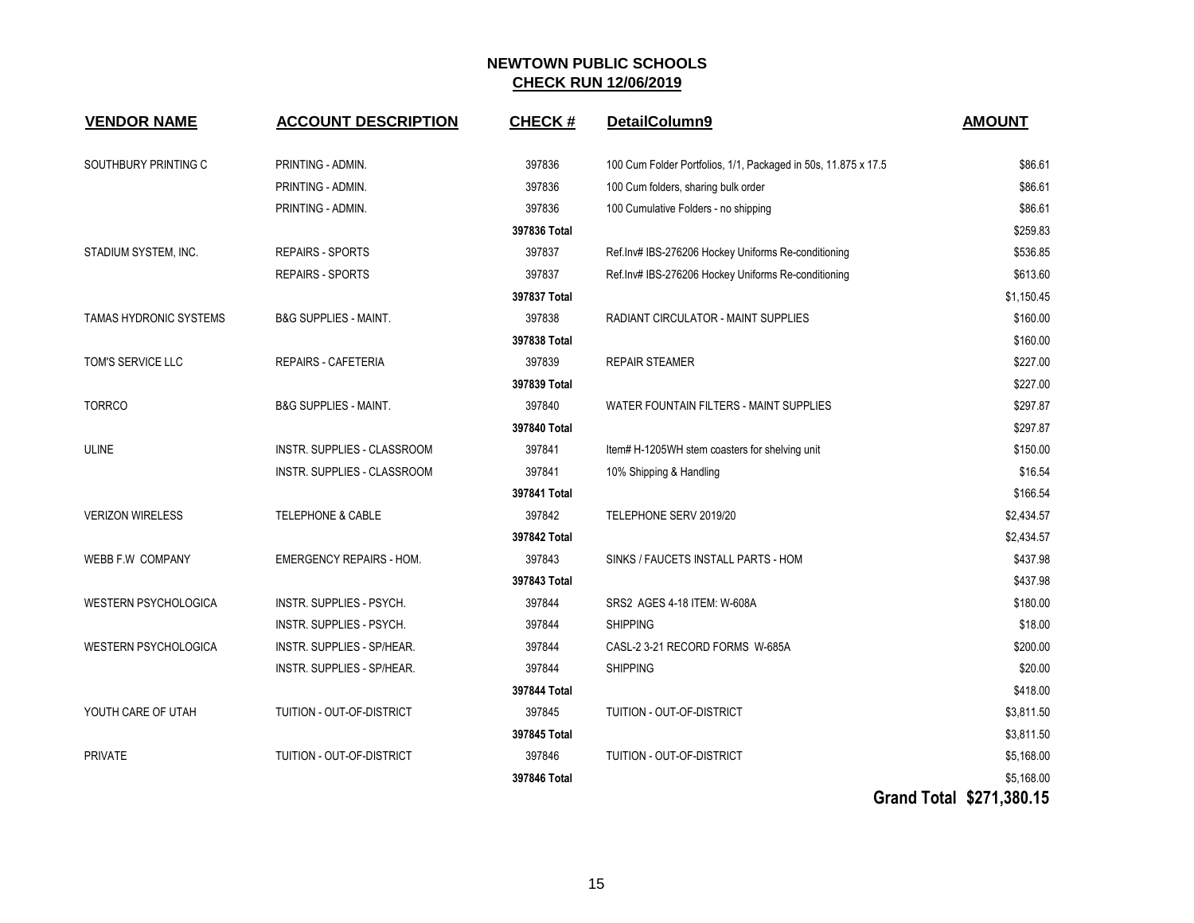# NEWTOWN PUBLIC SCHOOLS

## CHECK RUN 12/06/2019

| VENDOR NAME | ACCOUNT DESCRIPTION | CHECK # | DetailColumn9 | AMOUNT |
|---|---|---|---|---|
| SOUTHBURY PRINTING C | PRINTING - ADMIN. | 397836 | 100 Cum Folder Portfolios, 1/1, Packaged in 50s, 11.875 x 17.5 | $86.61 |
| | PRINTING - ADMIN. | 397836 | 100 Cum folders, sharing bulk order | $86.61 |
| | PRINTING - ADMIN. | 397836 | 100 Cumulative Folders - no shipping | $86.61 |
| | | **397836 Total** | | $259.83 |
| STADIUM SYSTEM, INC. | REPAIRS - SPORTS | 397837 | Ref.Inv# IBS-276206 Hockey Uniforms Re-conditioning | $536.85 |
| | REPAIRS - SPORTS | 397837 | Ref.Inv# IBS-276206 Hockey Uniforms Re-conditioning | $613.60 |
| | | **397837 Total** | | $1,150.45 |
| TAMAS HYDRONIC SYSTEMS | B&G SUPPLIES - MAINT. | 397838 | RADIANT CIRCULATOR - MAINT SUPPLIES | $160.00 |
| | | **397838 Total** | | $160.00 |
| TOM'S SERVICE LLC | REPAIRS - CAFETERIA | 397839 | REPAIR STEAMER | $227.00 |
| | | **397839 Total** | | $227.00 |
| TORRCO | B&G SUPPLIES - MAINT. | 397840 | WATER FOUNTAIN FILTERS - MAINT SUPPLIES | $297.87 |
| | | **397840 Total** | | $297.87 |
| ULINE | INSTR. SUPPLIES - CLASSROOM | 397841 | Item# H-1205WH stem coasters for shelving unit | $150.00 |
| | INSTR. SUPPLIES - CLASSROOM | 397841 | 10% Shipping & Handling | $16.54 |
| | | **397841 Total** | | $166.54 |
| VERIZON WIRELESS | TELEPHONE & CABLE | 397842 | TELEPHONE SERV 2019/20 | $2,434.57 |
| | | **397842 Total** | | $2,434.57 |
| WEBB F.W COMPANY | EMERGENCY REPAIRS - HOM. | 397843 | SINKS / FAUCETS INSTALL PARTS - HOM | $437.98 |
| | | **397843 Total** | | $437.98 |
| WESTERN PSYCHOLOGICA | INSTR. SUPPLIES - PSYCH. | 397844 | SRS2 AGES 4-18 ITEM: W-608A | $180.00 |
| | INSTR. SUPPLIES - PSYCH. | 397844 | SHIPPING | $18.00 |
| WESTERN PSYCHOLOGICA | INSTR. SUPPLIES - SP/HEAR. | 397844 | CASL-2 3-21 RECORD FORMS W-685A | $200.00 |
| | INSTR. SUPPLIES - SP/HEAR. | 397844 | SHIPPING | $20.00 |
| | | **397844 Total** | | $418.00 |
| YOUTH CARE OF UTAH | TUITION - OUT-OF-DISTRICT | 397845 | TUITION - OUT-OF-DISTRICT | $3,811.50 |
| | | **397845 Total** | | $3,811.50 |
| PRIVATE | TUITION - OUT-OF-DISTRICT | 397846 | TUITION - OUT-OF-DISTRICT | $5,168.00 |
| | | **397846 Total** | | $5,168.00 |
| | | | **Grand Total** | **$271,380.15** |